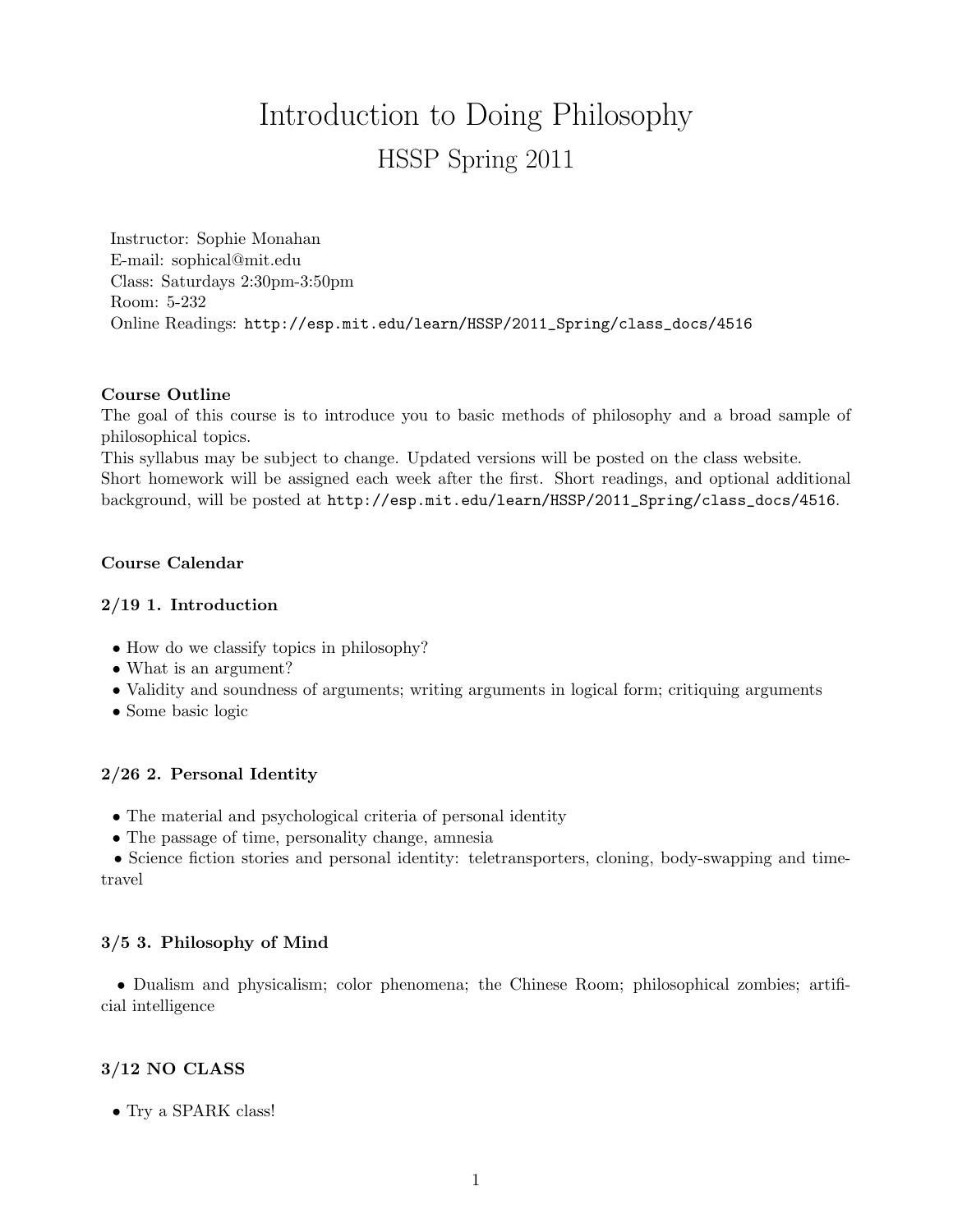# Introduction to Doing Philosophy

## HSSP Spring 2011

Instructor: Sophie Monahan
E-mail: sophical@mit.edu
Class: Saturdays 2:30pm-3:50pm
Room: 5-232
Online Readings: `http://esp.mit.edu/learn/HSSP/2011_Spring/class_docs/4516`

**Course Outline**

The goal of this course is to introduce you to basic methods of philosophy and a broad sample of philosophical topics.

This syllabus may be subject to change. Updated versions will be posted on the class website.

Short homework will be assigned each week after the first. Short readings, and optional additional background, will be posted at `http://esp.mit.edu/learn/HSSP/2011_Spring/class_docs/4516`.

**Course Calendar**

**2/19 1. Introduction**

- How do we classify topics in philosophy?
- What is an argument?
- Validity and soundness of arguments; writing arguments in logical form; critiquing arguments
- Some basic logic

**2/26 2. Personal Identity**

- The material and psychological criteria of personal identity
- The passage of time, personality change, amnesia
- Science fiction stories and personal identity: teletransporters, cloning, body-swapping and time-travel

**3/5 3. Philosophy of Mind**

- Dualism and physicalism; color phenomena; the Chinese Room; philosophical zombies; artificial intelligence

**3/12 NO CLASS**

- Try a SPARK class!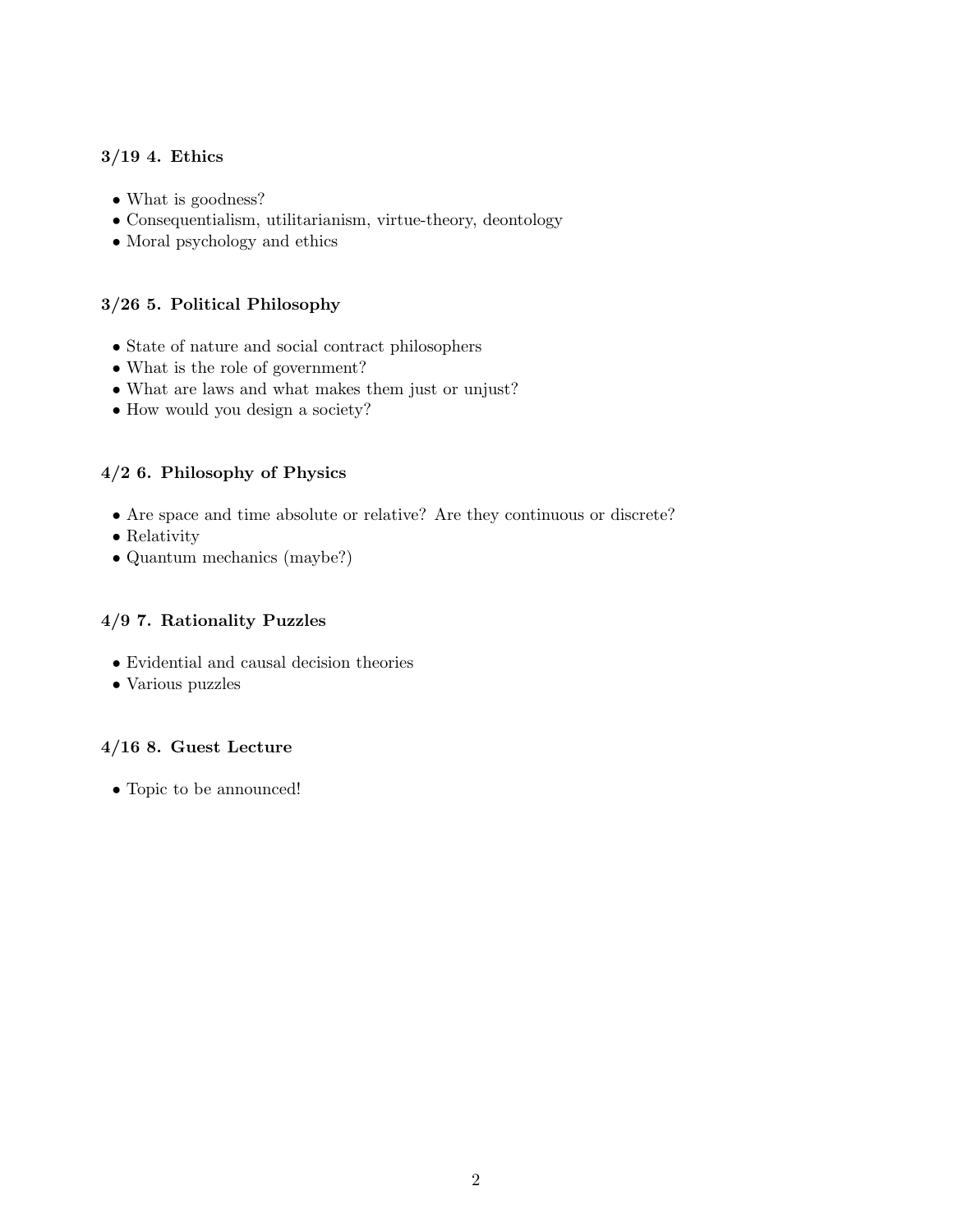### 3/19 4. Ethics

- What is goodness?
- Consequentialism, utilitarianism, virtue-theory, deontology
- Moral psychology and ethics

### 3/26 5. Political Philosophy

- State of nature and social contract philosophers
- What is the role of government?
- What are laws and what makes them just or unjust?
- How would you design a society?

### 4/2 6. Philosophy of Physics

- Are space and time absolute or relative? Are they continuous or discrete?
- Relativity
- Quantum mechanics (maybe?)

### 4/9 7. Rationality Puzzles

- Evidential and causal decision theories
- Various puzzles

### 4/16 8. Guest Lecture

- Topic to be announced!